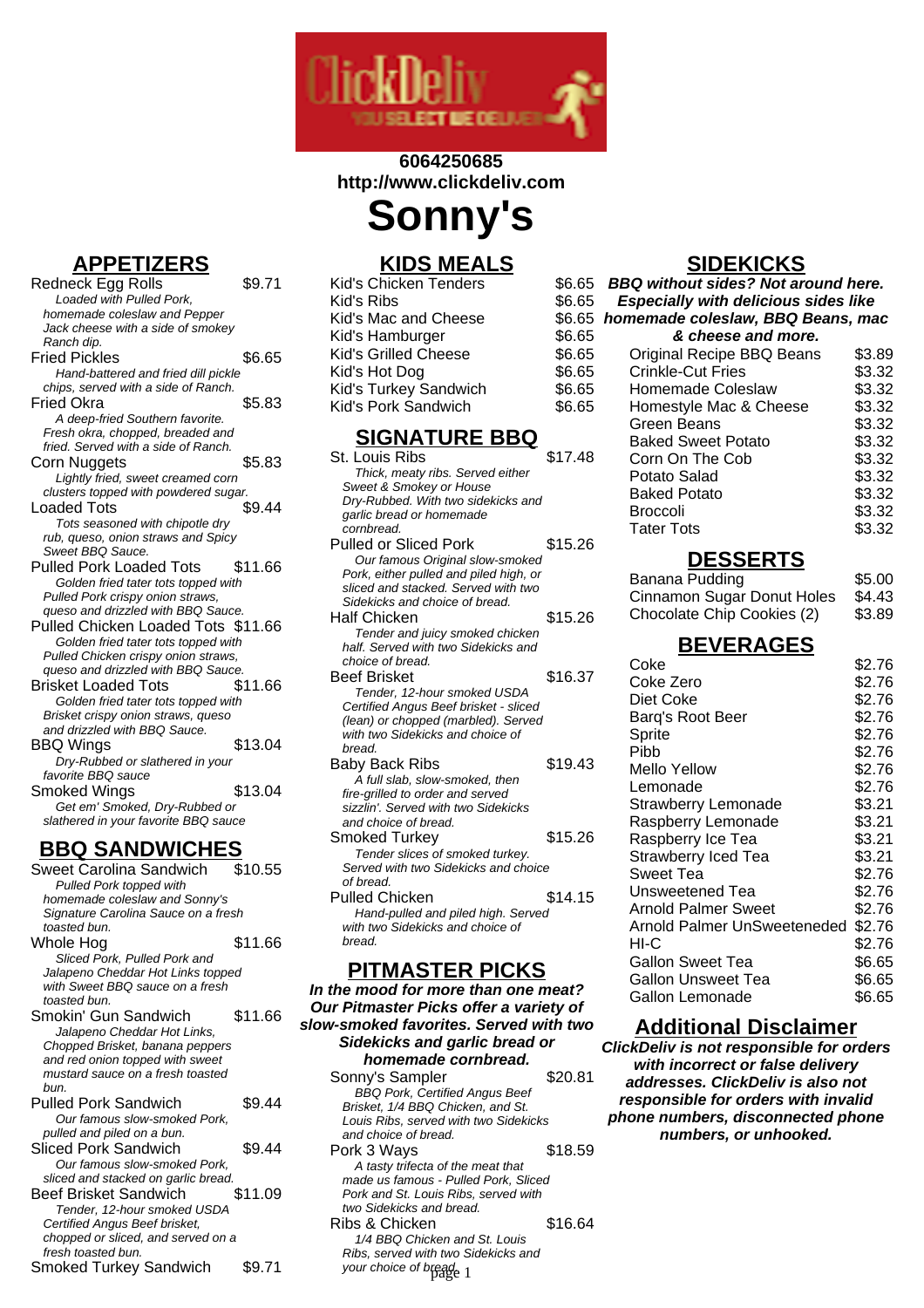6064250685
http://www.clickdeliv.com

# Sonny's

## APPETIZERS

| Item | Price |
| --- | --- |
| Redneck Egg Rolls | $9.71 |

*Loaded with Pulled Pork, homemade coleslaw and Pepper Jack cheese with a side of smokey Ranch dip.*

| Item | Price |
| --- | --- |
| Fried Pickles | $6.65 |

*Hand-battered and fried dill pickle chips, served with a side of Ranch.*

| Item | Price |
| --- | --- |
| Fried Okra | $5.83 |

*A deep-fried Southern favorite. Fresh okra, chopped, breaded and fried. Served with a side of Ranch.*

| Item | Price |
| --- | --- |
| Corn Nuggets | $5.83 |

*Lightly fried, sweet creamed corn clusters topped with powdered sugar.*

| Item | Price |
| --- | --- |
| Loaded Tots | $9.44 |

*Tots seasoned with chipotle dry rub, queso, onion straws and Spicy Sweet BBQ Sauce.*

| Item | Price |
| --- | --- |
| Pulled Pork Loaded Tots | $11.66 |

*Golden fried tater tots topped with Pulled Pork crispy onion straws, queso and drizzled with BBQ Sauce.*

| Item | Price |
| --- | --- |
| Pulled Chicken Loaded Tots | $11.66 |

*Golden fried tater tots topped with Pulled Chicken crispy onion straws, queso and drizzled with BBQ Sauce.*

| Item | Price |
| --- | --- |
| Brisket Loaded Tots | $11.66 |

*Golden fried tater tots topped with Brisket crispy onion straws, queso and drizzled with BBQ Sauce.*

| Item | Price |
| --- | --- |
| BBQ Wings | $13.04 |

*Dry-Rubbed or slathered in your favorite BBQ sauce*

| Item | Price |
| --- | --- |
| Smoked Wings | $13.04 |

*Get em' Smoked, Dry-Rubbed or slathered in your favorite BBQ sauce*

## BBQ SANDWICHES

| Item | Price |
| --- | --- |
| Sweet Carolina Sandwich | $10.55 |

*Pulled Pork topped with homemade coleslaw and Sonny's Signature Carolina Sauce on a fresh toasted bun.*

| Item | Price |
| --- | --- |
| Whole Hog | $11.66 |

*Sliced Pork, Pulled Pork and Jalapeno Cheddar Hot Links topped with Sweet BBQ sauce on a fresh toasted bun.*

| Item | Price |
| --- | --- |
| Smokin' Gun Sandwich | $11.66 |

*Jalapeno Cheddar Hot Links, Chopped Brisket, banana peppers and red onion topped with sweet mustard sauce on a fresh toasted bun.*

| Item | Price |
| --- | --- |
| Pulled Pork Sandwich | $9.44 |

*Our famous slow-smoked Pork, pulled and piled on a bun.*

| Item | Price |
| --- | --- |
| Sliced Pork Sandwich | $9.44 |

*Our famous slow-smoked Pork, sliced and stacked on garlic bread.*

| Item | Price |
| --- | --- |
| Beef Brisket Sandwich | $11.09 |

*Tender, 12-hour smoked USDA Certified Angus Beef brisket, chopped or sliced, and served on a fresh toasted bun.*

| Item | Price |
| --- | --- |
| Smoked Turkey Sandwich | $9.71 |

## KIDS MEALS

| Item | Price |
| --- | --- |
| Kid's Chicken Tenders | $6.65 |
| Kid's Ribs | $6.65 |
| Kid's Mac and Cheese | $6.65 |
| Kid's Hamburger | $6.65 |
| Kid's Grilled Cheese | $6.65 |
| Kid's Hot Dog | $6.65 |
| Kid's Turkey Sandwich | $6.65 |
| Kid's Pork Sandwich | $6.65 |

## SIGNATURE BBQ

| Item | Price |
| --- | --- |
| St. Louis Ribs | $17.48 |

*Thick, meaty ribs. Served either Sweet & Smokey or House Dry-Rubbed. With two sidekicks and garlic bread or homemade cornbread.*

| Item | Price |
| --- | --- |
| Pulled or Sliced Pork | $15.26 |

*Our famous Original slow-smoked Pork, either pulled and piled high, or sliced and stacked. Served with two Sidekicks and choice of bread.*

| Item | Price |
| --- | --- |
| Half Chicken | $15.26 |

*Tender and juicy smoked chicken half. Served with two Sidekicks and choice of bread.*

| Item | Price |
| --- | --- |
| Beef Brisket | $16.37 |

*Tender, 12-hour smoked USDA Certified Angus Beef brisket - sliced (lean) or chopped (marbled). Served with two Sidekicks and choice of bread.*

| Item | Price |
| --- | --- |
| Baby Back Ribs | $19.43 |

*A full slab, slow-smoked, then fire-grilled to order and served sizzlin'. Served with two Sidekicks and choice of bread.*

| Item | Price |
| --- | --- |
| Smoked Turkey | $15.26 |

*Tender slices of smoked turkey. Served with two Sidekicks and choice of bread.*

| Item | Price |
| --- | --- |
| Pulled Chicken | $14.15 |

*Hand-pulled and piled high. Served with two Sidekicks and choice of bread.*

## PITMASTER PICKS

**In the mood for more than one meat? Our Pitmaster Picks offer a variety of slow-smoked favorites. Served with two Sidekicks and garlic bread or homemade cornbread.**

| Item | Price |
| --- | --- |
| Sonny's Sampler | $20.81 |

*BBQ Pork, Certified Angus Beef Brisket, 1/4 BBQ Chicken, and St. Louis Ribs, served with two Sidekicks and choice of bread.*

| Item | Price |
| --- | --- |
| Pork 3 Ways | $18.59 |

*A tasty trifecta of the meat that made us famous - Pulled Pork, Sliced Pork and St. Louis Ribs, served with two Sidekicks and bread.*

| Item | Price |
| --- | --- |
| Ribs & Chicken | $16.64 |

*1/4 BBQ Chicken and St. Louis Ribs, served with two Sidekicks and your choice of bread.*

## SIDEKICKS

**BBQ without sides? Not around here. Especially with delicious sides like homemade coleslaw, BBQ Beans, mac & cheese and more.**

| Item | Price |
| --- | --- |
| Original Recipe BBQ Beans | $3.89 |
| Crinkle-Cut Fries | $3.32 |
| Homemade Coleslaw | $3.32 |
| Homestyle Mac & Cheese | $3.32 |
| Green Beans | $3.32 |
| Baked Sweet Potato | $3.32 |
| Corn On The Cob | $3.32 |
| Potato Salad | $3.32 |
| Baked Potato | $3.32 |
| Broccoli | $3.32 |
| Tater Tots | $3.32 |

## DESSERTS

| Item | Price |
| --- | --- |
| Banana Pudding | $5.00 |
| Cinnamon Sugar Donut Holes | $4.43 |
| Chocolate Chip Cookies (2) | $3.89 |

## BEVERAGES

| Item | Price |
| --- | --- |
| Coke | $2.76 |
| Coke Zero | $2.76 |
| Diet Coke | $2.76 |
| Barq's Root Beer | $2.76 |
| Sprite | $2.76 |
| Pibb | $2.76 |
| Mello Yellow | $2.76 |
| Lemonade | $2.76 |
| Strawberry Lemonade | $3.21 |
| Raspberry Lemonade | $3.21 |
| Raspberry Ice Tea | $3.21 |
| Strawberry Iced Tea | $3.21 |
| Sweet Tea | $2.76 |
| Unsweetened Tea | $2.76 |
| Arnold Palmer Sweet | $2.76 |
| Arnold Palmer UnSweeteneded | $2.76 |
| HI-C | $2.76 |
| Gallon Sweet Tea | $6.65 |
| Gallon Unsweet Tea | $6.65 |
| Gallon Lemonade | $6.65 |

## Additional Disclaimer

**ClickDeliv is not responsible for orders with incorrect or false delivery addresses. ClickDeliv is also not responsible for orders with invalid phone numbers, disconnected phone numbers, or unhooked.**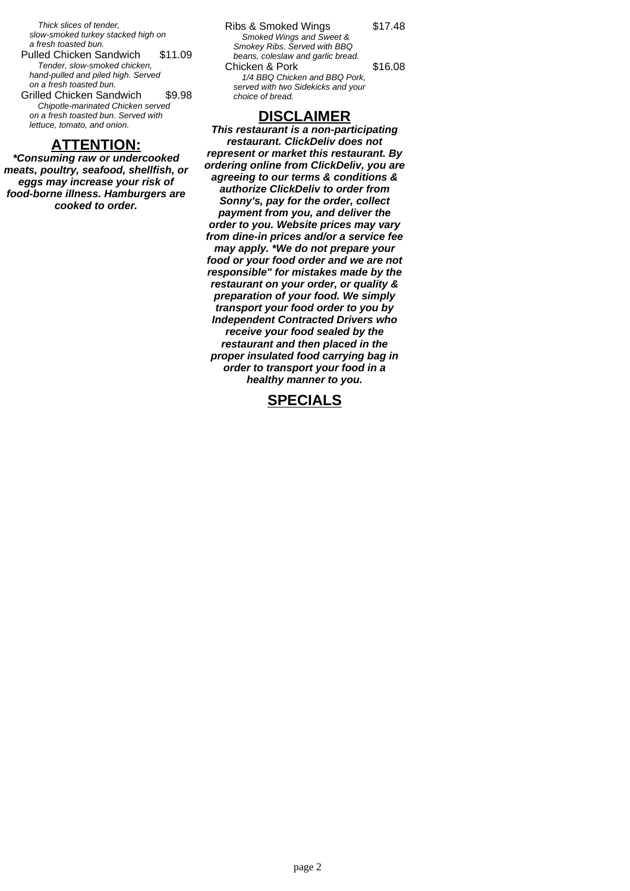*Thick slices of tender, slow-smoked turkey stacked high on a fresh toasted bun.*

Pulled Chicken Sandwich $11.09

*Tender, slow-smoked chicken, hand-pulled and piled high. Served on a fresh toasted bun.*

Grilled Chicken Sandwich $9.98

*Chipotle-marinated Chicken served on a fresh toasted bun. Served with lettuce, tomato, and onion.*

## ATTENTION:

***Consuming raw or undercooked meats, poultry, seafood, shellfish, or eggs may increase your risk of food-borne illness. Hamburgers are cooked to order.***

Ribs & Smoked Wings $17.48

*Smoked Wings and Sweet & Smokey Ribs. Served with BBQ beans, coleslaw and garlic bread.*

Chicken & Pork $16.08

*1/4 BBQ Chicken and BBQ Pork, served with two Sidekicks and your choice of bread.*

## DISCLAIMER

***This restaurant is a non-participating restaurant. ClickDeliv does not represent or market this restaurant. By ordering online from ClickDeliv, you are agreeing to our terms & conditions & authorize ClickDeliv to order from Sonny's, pay for the order, collect payment from you, and deliver the order to you. Website prices may vary from dine-in prices and/or a service fee may apply. *We do not prepare your food or your food order and we are not responsible" for mistakes made by the restaurant on your order, or quality & preparation of your food. We simply transport your food order to you by Independent Contracted Drivers who receive your food sealed by the restaurant and then placed in the proper insulated food carrying bag in order to transport your food in a healthy manner to you.***

## SPECIALS